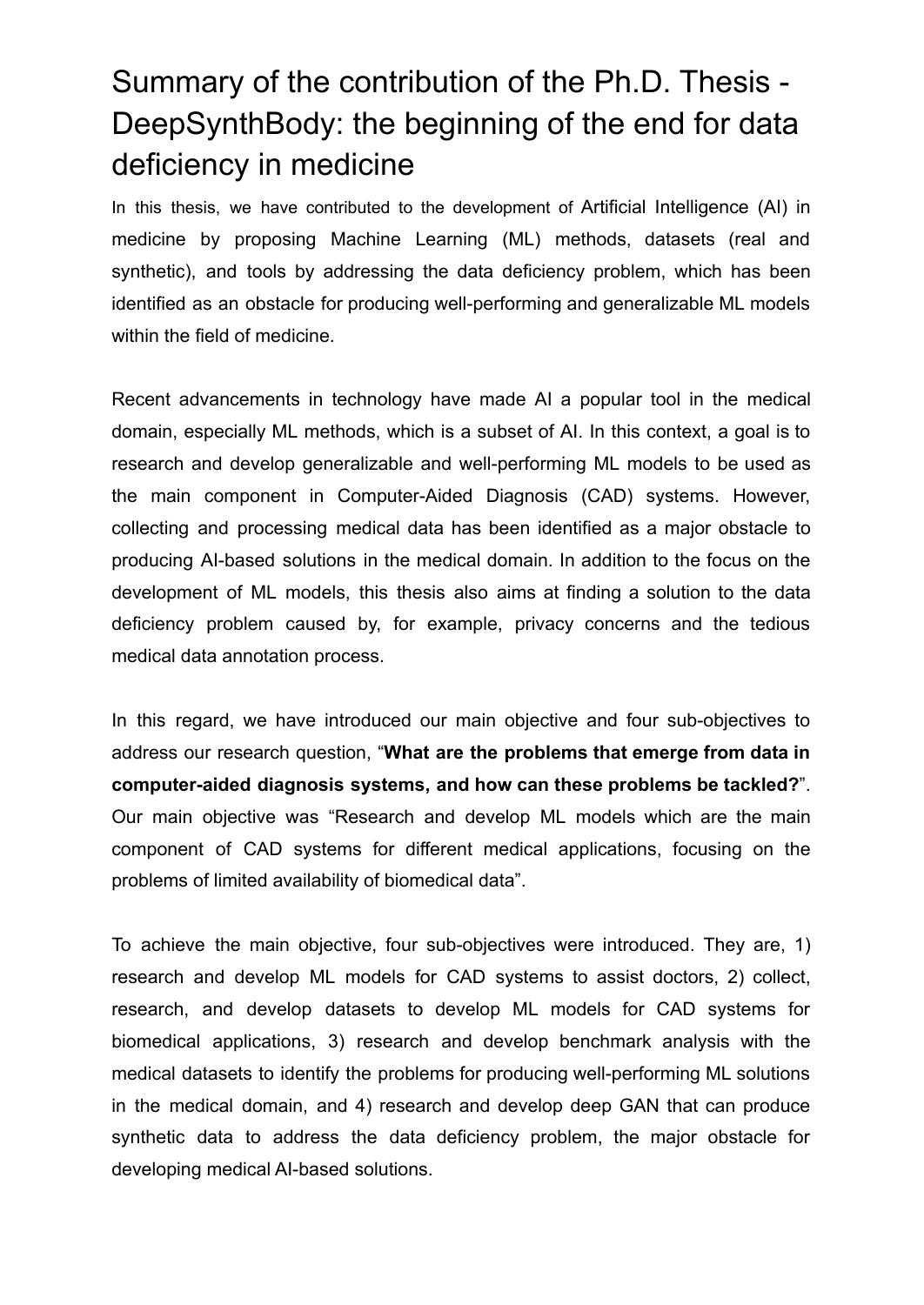# Summary of the contribution of the Ph.D. Thesis - DeepSynthBody: the beginning of the end for data deficiency in medicine

In this thesis, we have contributed to the development of Artificial Intelligence (AI) in medicine by proposing Machine Learning (ML) methods, datasets (real and synthetic), and tools by addressing the data deficiency problem, which has been identified as an obstacle for producing well-performing and generalizable ML models within the field of medicine.

Recent advancements in technology have made AI a popular tool in the medical domain, especially ML methods, which is a subset of AI. In this context, a goal is to research and develop generalizable and well-performing ML models to be used as the main component in Computer-Aided Diagnosis (CAD) systems. However, collecting and processing medical data has been identified as a major obstacle to producing AI-based solutions in the medical domain. In addition to the focus on the development of ML models, this thesis also aims at finding a solution to the data deficiency problem caused by, for example, privacy concerns and the tedious medical data annotation process.

In this regard, we have introduced our main objective and four sub-objectives to address our research question, "**What are the problems that emerge from data in computer-aided diagnosis systems, and how can these problems be tackled?**". Our main objective was "Research and develop ML models which are the main component of CAD systems for different medical applications, focusing on the problems of limited availability of biomedical data".

To achieve the main objective, four sub-objectives were introduced. They are, 1) research and develop ML models for CAD systems to assist doctors, 2) collect, research, and develop datasets to develop ML models for CAD systems for biomedical applications, 3) research and develop benchmark analysis with the medical datasets to identify the problems for producing well-performing ML solutions in the medical domain, and 4) research and develop deep GAN that can produce synthetic data to address the data deficiency problem, the major obstacle for developing medical AI-based solutions.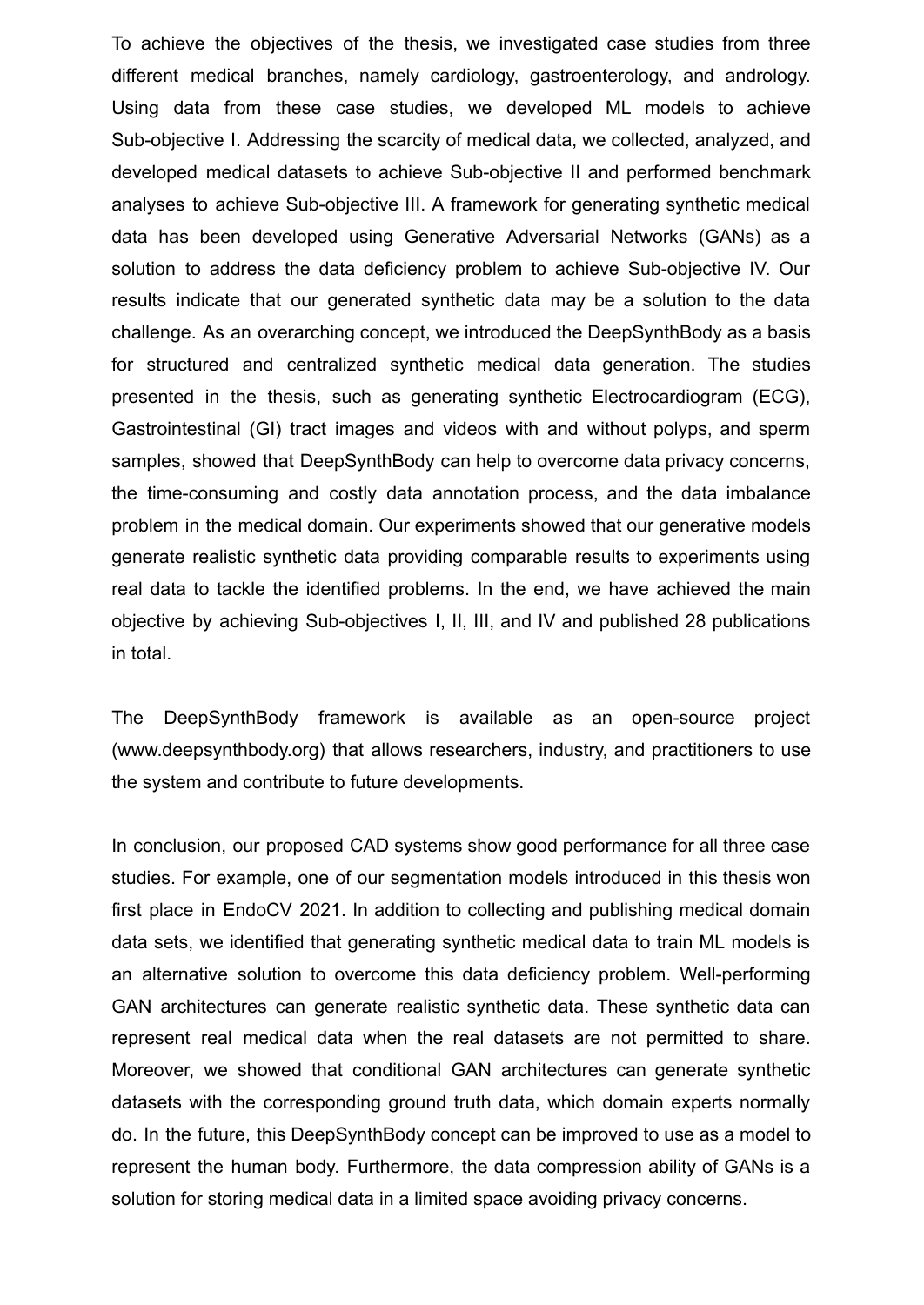To achieve the objectives of the thesis, we investigated case studies from three different medical branches, namely cardiology, gastroenterology, and andrology. Using data from these case studies, we developed ML models to achieve Sub-objective I. Addressing the scarcity of medical data, we collected, analyzed, and developed medical datasets to achieve Sub-objective II and performed benchmark analyses to achieve Sub-objective III. A framework for generating synthetic medical data has been developed using Generative Adversarial Networks (GANs) as a solution to address the data deficiency problem to achieve Sub-objective IV. Our results indicate that our generated synthetic data may be a solution to the data challenge. As an overarching concept, we introduced the DeepSynthBody as a basis for structured and centralized synthetic medical data generation. The studies presented in the thesis, such as generating synthetic Electrocardiogram (ECG), Gastrointestinal (GI) tract images and videos with and without polyps, and sperm samples, showed that DeepSynthBody can help to overcome data privacy concerns, the time-consuming and costly data annotation process, and the data imbalance problem in the medical domain. Our experiments showed that our generative models generate realistic synthetic data providing comparable results to experiments using real data to tackle the identified problems. In the end, we have achieved the main objective by achieving Sub-objectives I, II, III, and IV and published 28 publications in total.

The DeepSynthBody framework is available as an open-source project (www.deepsynthbody.org) that allows researchers, industry, and practitioners to use the system and contribute to future developments.

In conclusion, our proposed CAD systems show good performance for all three case studies. For example, one of our segmentation models introduced in this thesis won first place in EndoCV 2021. In addition to collecting and publishing medical domain data sets, we identified that generating synthetic medical data to train ML models is an alternative solution to overcome this data deficiency problem. Well-performing GAN architectures can generate realistic synthetic data. These synthetic data can represent real medical data when the real datasets are not permitted to share. Moreover, we showed that conditional GAN architectures can generate synthetic datasets with the corresponding ground truth data, which domain experts normally do. In the future, this DeepSynthBody concept can be improved to use as a model to represent the human body. Furthermore, the data compression ability of GANs is a solution for storing medical data in a limited space avoiding privacy concerns.